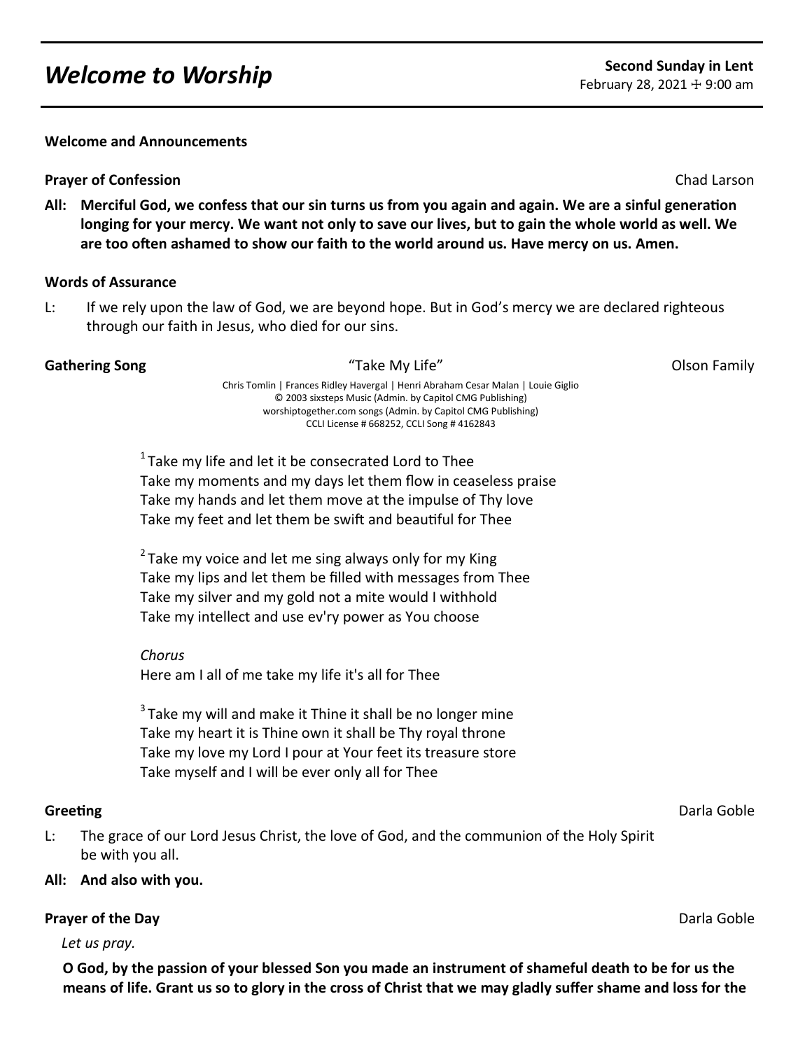# *Welcome to Worship*

**Second Sunday in Lent**
February 28, 2021 ✠ 9:00 am

**Welcome and Announcements**

**Prayer of Confession** Chad Larson

**All: Merciful God, we confess that our sin turns us from you again and again. We are a sinful generation longing for your mercy. We want not only to save our lives, but to gain the whole world as well. We are too often ashamed to show our faith to the world around us. Have mercy on us. Amen.**

**Words of Assurance**

L: If we rely upon the law of God, we are beyond hope. But in God's mercy we are declared righteous through our faith in Jesus, who died for our sins.

**Gathering Song** "Take My Life" Olson Family

Chris Tomlin | Frances Ridley Havergal | Henri Abraham Cesar Malan | Louie Giglio
© 2003 sixsteps Music (Admin. by Capitol CMG Publishing)
worshiptogether.com songs (Admin. by Capitol CMG Publishing)
CCLI License # 668252, CCLI Song # 4162843

[1] Take my life and let it be consecrated Lord to Thee
Take my moments and my days let them flow in ceaseless praise
Take my hands and let them move at the impulse of Thy love
Take my feet and let them be swift and beautiful for Thee

[2] Take my voice and let me sing always only for my King
Take my lips and let them be filled with messages from Thee
Take my silver and my gold not a mite would I withhold
Take my intellect and use ev'ry power as You choose

*Chorus*
Here am I all of me take my life it's all for Thee

[3] Take my will and make it Thine it shall be no longer mine
Take my heart it is Thine own it shall be Thy royal throne
Take my love my Lord I pour at Your feet its treasure store
Take myself and I will be ever only all for Thee

**Greeting** Darla Goble

L: The grace of our Lord Jesus Christ, the love of God, and the communion of the Holy Spirit be with you all.

**All: And also with you.**

**Prayer of the Day** Darla Goble

*Let us pray.*

**O God, by the passion of your blessed Son you made an instrument of shameful death to be for us the means of life. Grant us so to glory in the cross of Christ that we may gladly suffer shame and loss for the**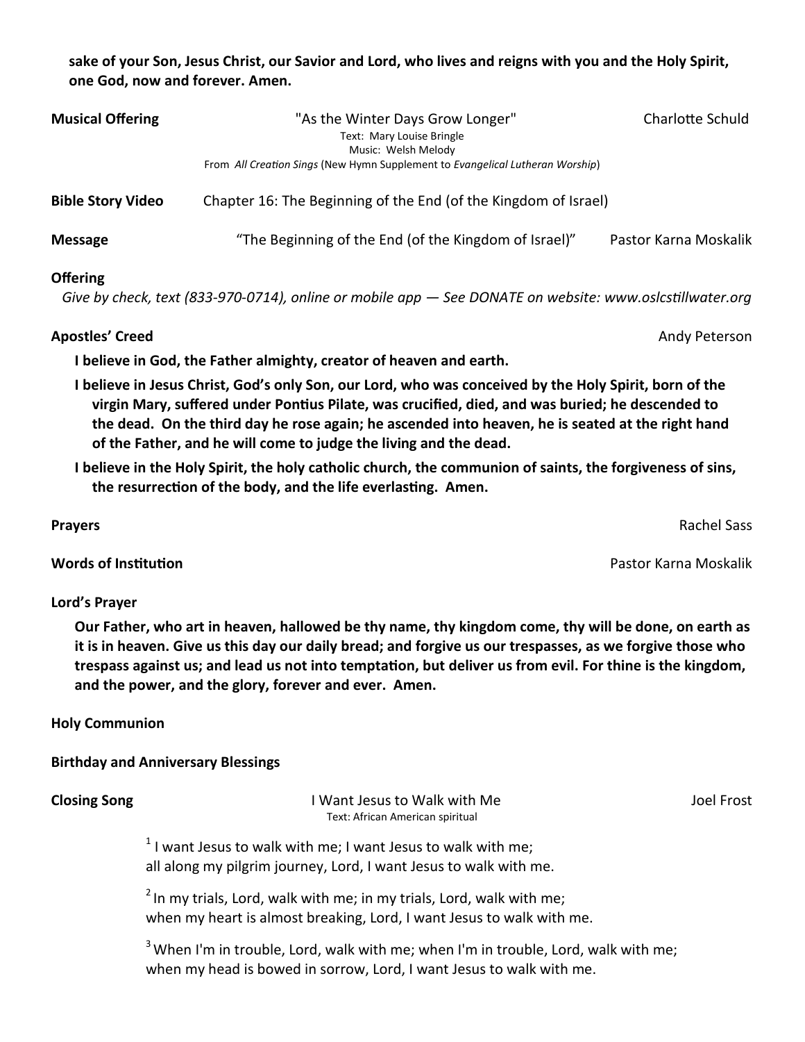**sake of your Son, Jesus Christ, our Savior and Lord, who lives and reigns with you and the Holy Spirit, one God, now and forever. Amen.**

**Musical Offering** "As the Winter Days Grow Longer" Charlotte Schuld

Text: Mary Louise Bringle
Music: Welsh Melody
From *All Creation Sings* (New Hymn Supplement to *Evangelical Lutheran Worship*)

**Bible Story Video** Chapter 16: The Beginning of the End (of the Kingdom of Israel)

**Message** "The Beginning of the End (of the Kingdom of Israel)" Pastor Karna Moskalik

**Offering**

*Give by check, text (833-970-0714), online or mobile app — See DONATE on website: www.oslcstillwater.org*

**Apostles' Creed** Andy Peterson

**I believe in God, the Father almighty, creator of heaven and earth.**

**I believe in Jesus Christ, God's only Son, our Lord, who was conceived by the Holy Spirit, born of the virgin Mary, suffered under Pontius Pilate, was crucified, died, and was buried; he descended to the dead. On the third day he rose again; he ascended into heaven, he is seated at the right hand of the Father, and he will come to judge the living and the dead.**

**I believe in the Holy Spirit, the holy catholic church, the communion of saints, the forgiveness of sins, the resurrection of the body, and the life everlasting. Amen.**

**Prayers** Rachel Sass

**Words of Institution** Pastor Karna Moskalik

**Lord's Prayer**

**Our Father, who art in heaven, hallowed be thy name, thy kingdom come, thy will be done, on earth as it is in heaven. Give us this day our daily bread; and forgive us our trespasses, as we forgive those who trespass against us; and lead us not into temptation, but deliver us from evil. For thine is the kingdom, and the power, and the glory, forever and ever. Amen.**

**Holy Communion**

**Birthday and Anniversary Blessings**

**Closing Song** I Want Jesus to Walk with Me Joel Frost

Text: African American spiritual

1 I want Jesus to walk with me; I want Jesus to walk with me;
all along my pilgrim journey, Lord, I want Jesus to walk with me.

2 In my trials, Lord, walk with me; in my trials, Lord, walk with me;
when my heart is almost breaking, Lord, I want Jesus to walk with me.

3 When I'm in trouble, Lord, walk with me; when I'm in trouble, Lord, walk with me;
when my head is bowed in sorrow, Lord, I want Jesus to walk with me.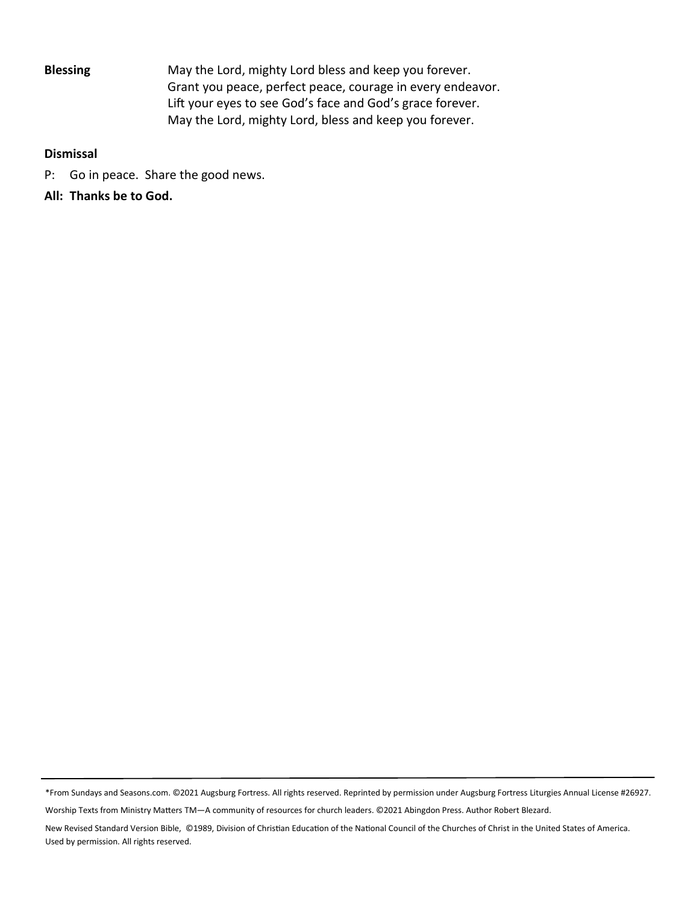**Blessing**

May the Lord, mighty Lord bless and keep you forever.
Grant you peace, perfect peace, courage in every endeavor.
Lift your eyes to see God's face and God's grace forever.
May the Lord, mighty Lord, bless and keep you forever.

**Dismissal**

P: Go in peace. Share the good news.

**All: Thanks be to God.**

---

*From Sundays and Seasons.com. ©2021 Augsburg Fortress. All rights reserved. Reprinted by permission under Augsburg Fortress Liturgies Annual License #26927.

Worship Texts from Ministry Matters TM—A community of resources for church leaders. ©2021 Abingdon Press. Author Robert Blezard.

New Revised Standard Version Bible, ©1989, Division of Christian Education of the National Council of the Churches of Christ in the United States of America. Used by permission. All rights reserved.